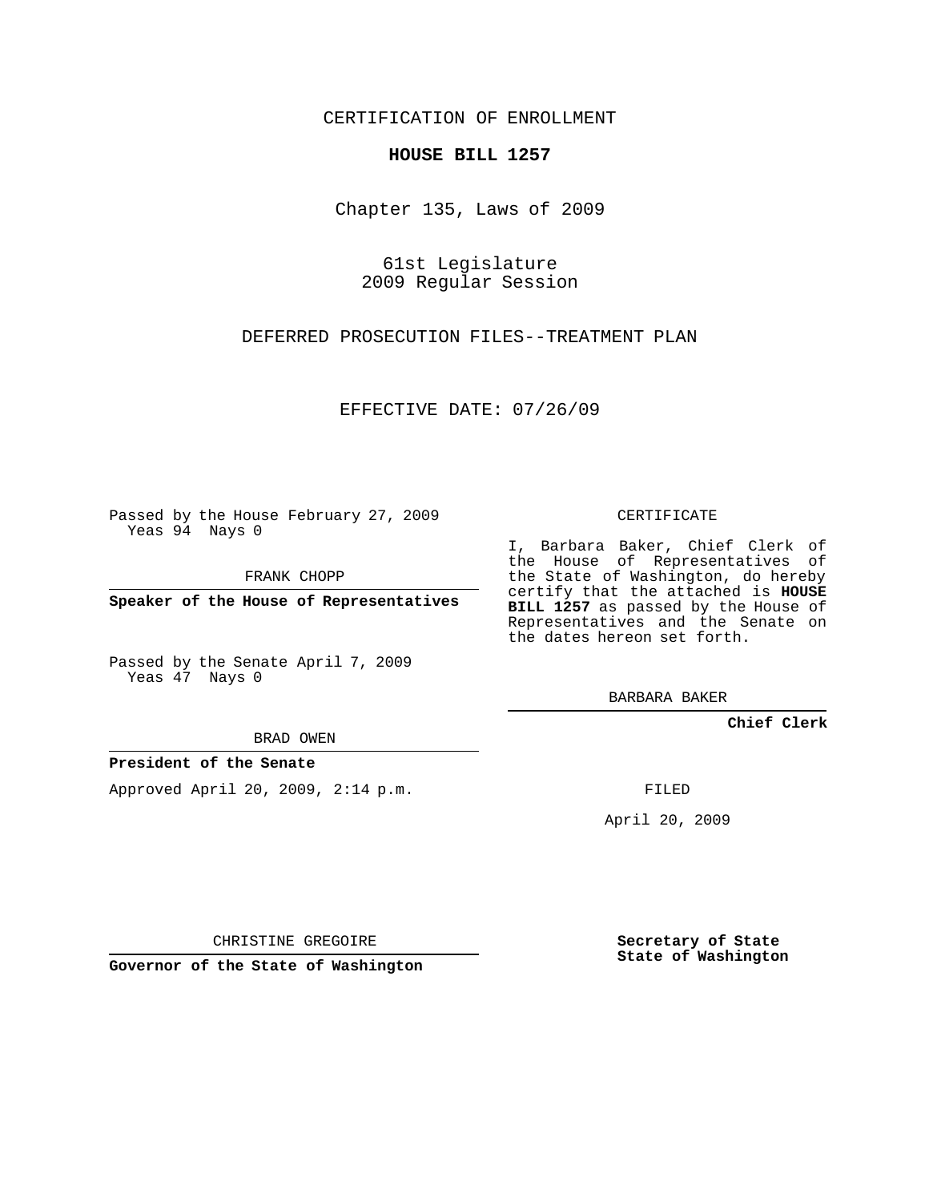CERTIFICATION OF ENROLLMENT

**HOUSE BILL 1257**

Chapter 135, Laws of 2009

61st Legislature
2009 Regular Session

DEFERRED PROSECUTION FILES--TREATMENT PLAN

EFFECTIVE DATE: 07/26/09

Passed by the House February 27, 2009
Yeas 94 Nays 0

FRANK CHOPP

**Speaker of the House of Representatives**

Passed by the Senate April 7, 2009
Yeas 47 Nays 0

BRAD OWEN

**President of the Senate**

Approved April 20, 2009, 2:14 p.m.

CHRISTINE GREGOIRE

**Governor of the State of Washington**

CERTIFICATE

I, Barbara Baker, Chief Clerk of the House of Representatives of the State of Washington, do hereby certify that the attached is **HOUSE BILL 1257** as passed by the House of Representatives and the Senate on the dates hereon set forth.

BARBARA BAKER

**Chief Clerk**

FILED

April 20, 2009

**Secretary of State**
**State of Washington**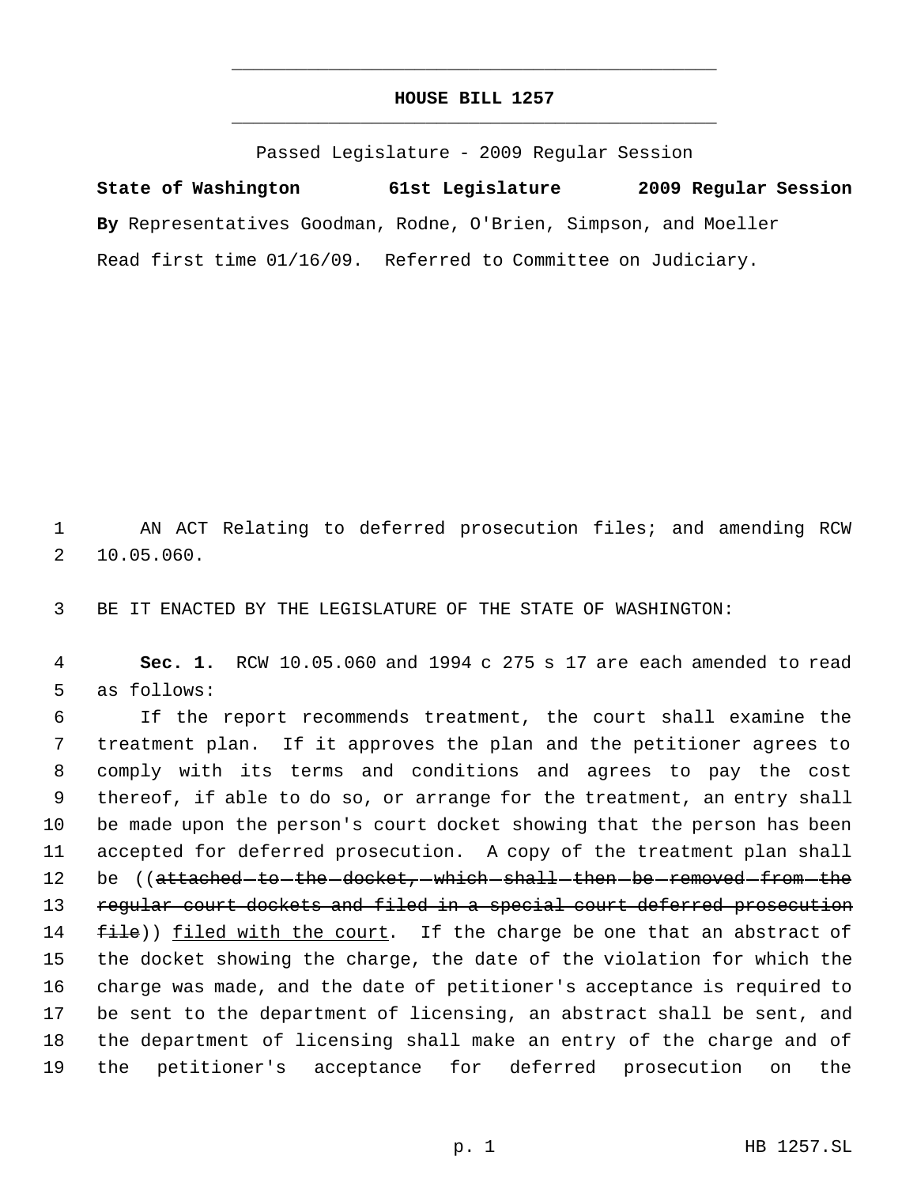# HOUSE BILL 1257

Passed Legislature - 2009 Regular Session

**State of Washington** **61st Legislature** **2009 Regular Session**

**By** Representatives Goodman, Rodne, O'Brien, Simpson, and Moeller

Read first time 01/16/09. Referred to Committee on Judiciary.

AN ACT Relating to deferred prosecution files; and amending RCW 10.05.060.

BE IT ENACTED BY THE LEGISLATURE OF THE STATE OF WASHINGTON:

**Sec. 1.** RCW 10.05.060 and 1994 c 275 s 17 are each amended to read as follows:

If the report recommends treatment, the court shall examine the treatment plan. If it approves the plan and the petitioner agrees to comply with its terms and conditions and agrees to pay the cost thereof, if able to do so, or arrange for the treatment, an entry shall be made upon the person's court docket showing that the person has been accepted for deferred prosecution. A copy of the treatment plan shall be ((~~attached to the docket, which shall then be removed from the regular court dockets and filed in a special court deferred prosecution file~~)) <u>filed with the court</u>. If the charge be one that an abstract of the docket showing the charge, the date of the violation for which the charge was made, and the date of petitioner's acceptance is required to be sent to the department of licensing, an abstract shall be sent, and the department of licensing shall make an entry of the charge and of the petitioner's acceptance for deferred prosecution on the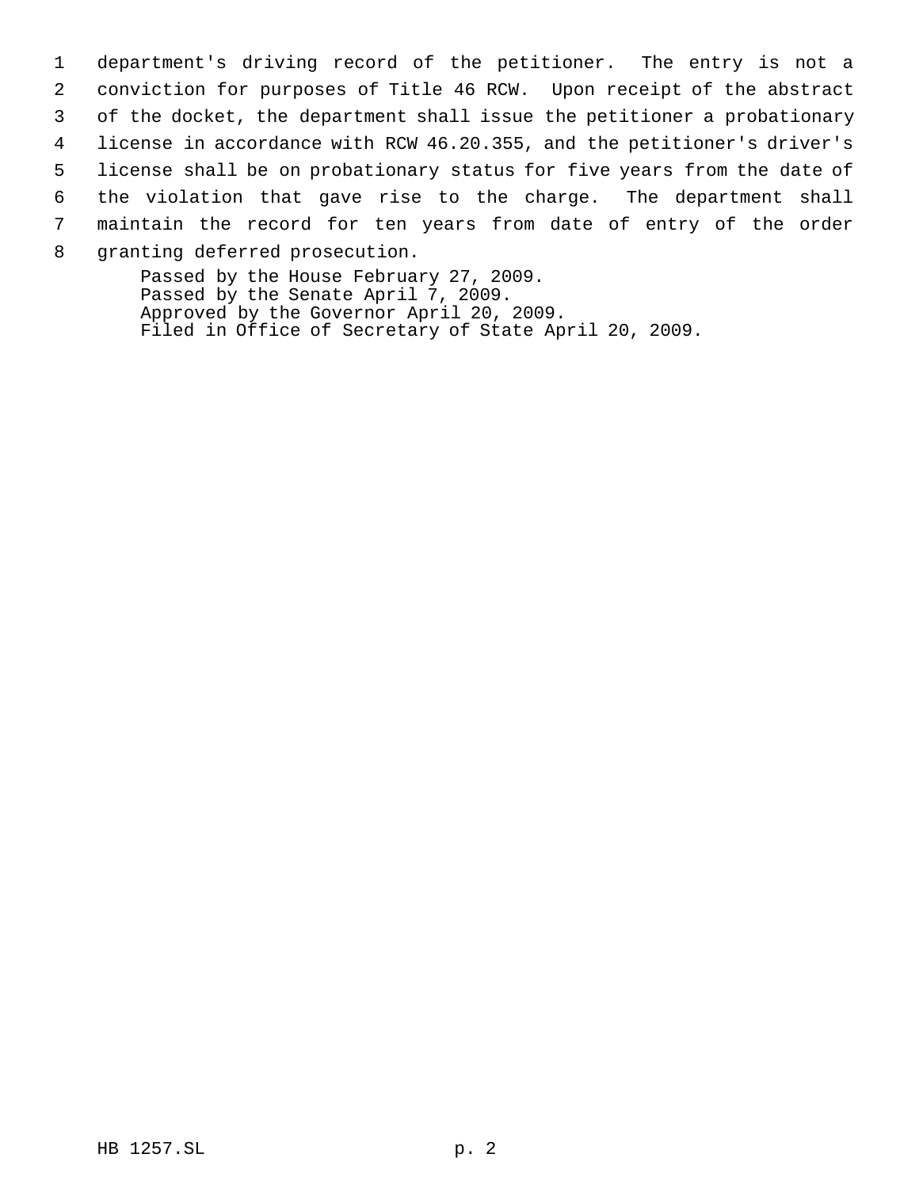department's driving record of the petitioner. The entry is not a conviction for purposes of Title 46 RCW. Upon receipt of the abstract of the docket, the department shall issue the petitioner a probationary license in accordance with RCW 46.20.355, and the petitioner's driver's license shall be on probationary status for five years from the date of the violation that gave rise to the charge. The department shall maintain the record for ten years from date of entry of the order granting deferred prosecution.

Passed by the House February 27, 2009.
Passed by the Senate April 7, 2009.
Approved by the Governor April 20, 2009.
Filed in Office of Secretary of State April 20, 2009.